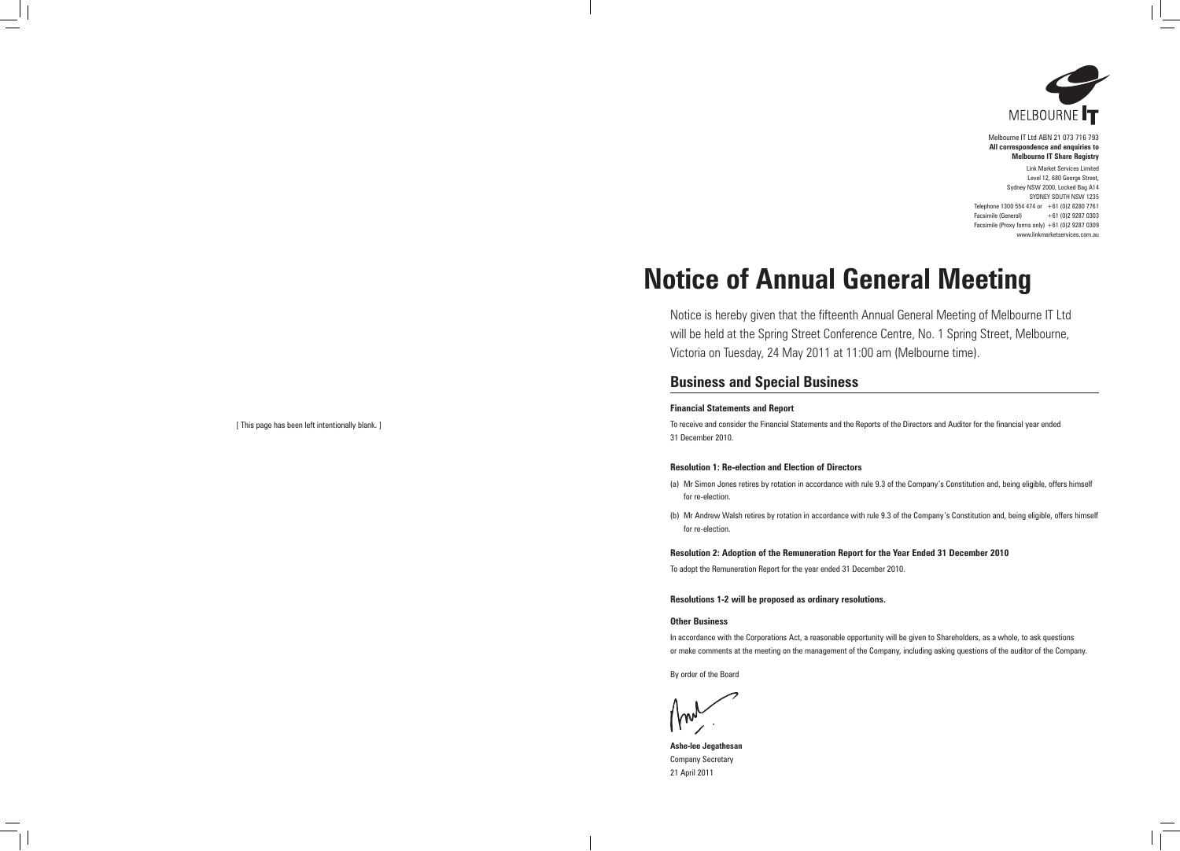[ This page has been left intentionally blank. ]

Melbourne IT Ltd ABN 21 073 716 793
**All correspondence and enquiries to**
**Melbourne IT Share Registry**

Link Market Services Limited
Level 12, 680 George Street,
Sydney NSW 2000, Locked Bag A14
SYDNEY SOUTH NSW 1235
Telephone 1300 554 474 or +61 (0)2 8280 7761
Facsimile (General) +61 (0)2 9287 0303
Facsimile (Proxy forms only) +61 (0)2 9287 0309
www.linkmarketservices.com.au

# Notice of Annual General Meeting

Notice is hereby given that the fifteenth Annual General Meeting of Melbourne IT Ltd will be held at the Spring Street Conference Centre, No. 1 Spring Street, Melbourne, Victoria on Tuesday, 24 May 2011 at 11:00 am (Melbourne time).

## Business and Special Business

**Financial Statements and Report**

To receive and consider the Financial Statements and the Reports of the Directors and Auditor for the financial year ended 31 December 2010.

**Resolution 1: Re-election and Election of Directors**

(a) Mr Simon Jones retires by rotation in accordance with rule 9.3 of the Company's Constitution and, being eligible, offers himself for re-election.

(b) Mr Andrew Walsh retires by rotation in accordance with rule 9.3 of the Company's Constitution and, being eligible, offers himself for re-election.

**Resolution 2: Adoption of the Remuneration Report for the Year Ended 31 December 2010**

To adopt the Remuneration Report for the year ended 31 December 2010.

**Resolutions 1-2 will be proposed as ordinary resolutions.**

**Other Business**

In accordance with the Corporations Act, a reasonable opportunity will be given to Shareholders, as a whole, to ask questions or make comments at the meeting on the management of the Company, including asking questions of the auditor of the Company.

By order of the Board

**Ashe-lee Jegathesan**
Company Secretary
21 April 2011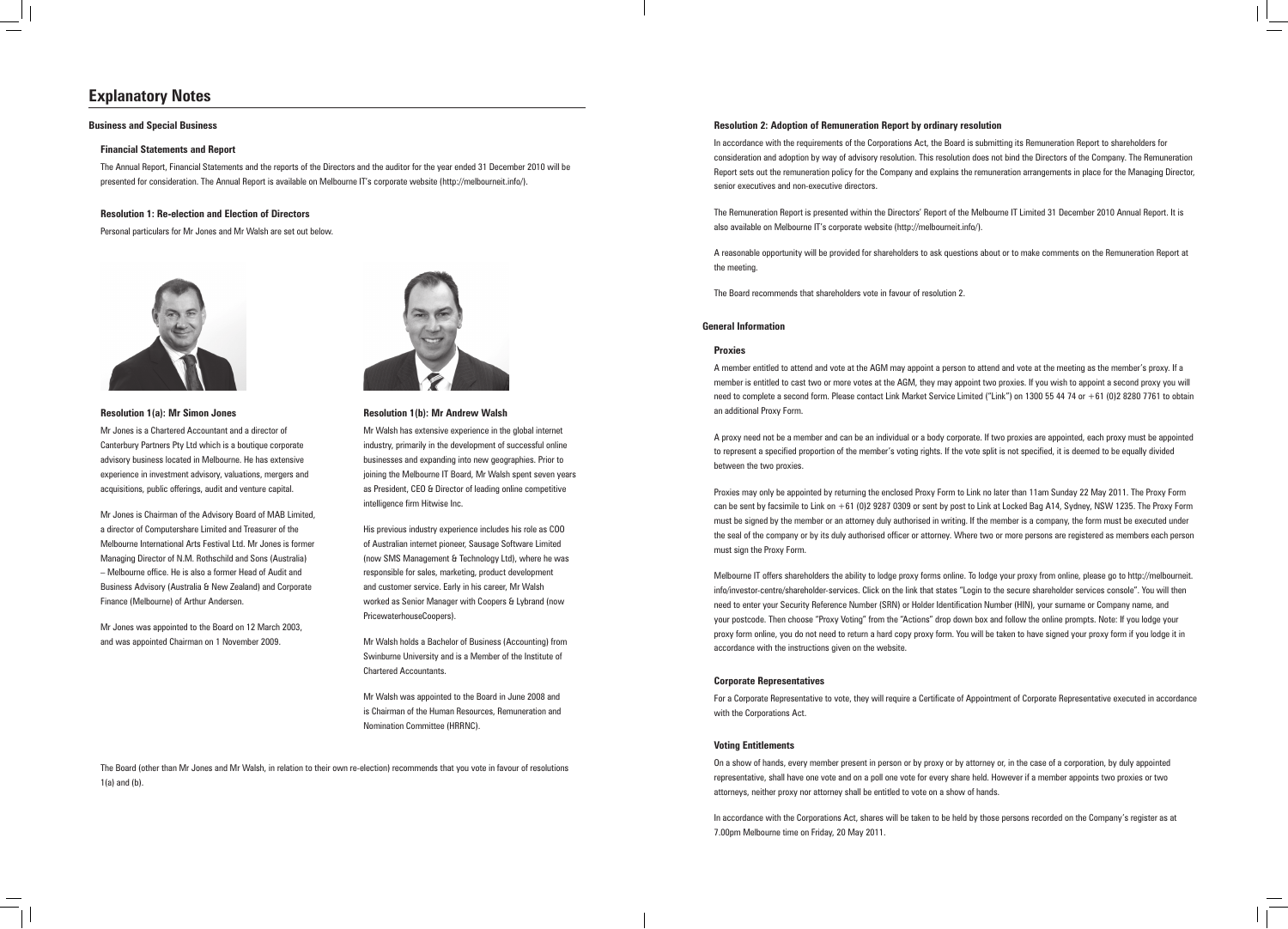# Explanatory Notes

## Business and Special Business

### Financial Statements and Report

The Annual Report, Financial Statements and the reports of the Directors and the auditor for the year ended 31 December 2010 will be presented for consideration. The Annual Report is available on Melbourne IT's corporate website (http://melbourneit.info/).

### Resolution 1: Re-election and Election of Directors

Personal particulars for Mr Jones and Mr Walsh are set out below.

#### Resolution 1(a): Mr Simon Jones

Mr Jones is a Chartered Accountant and a director of Canterbury Partners Pty Ltd which is a boutique corporate advisory business located in Melbourne. He has extensive experience in investment advisory, valuations, mergers and acquisitions, public offerings, audit and venture capital.

Mr Jones is Chairman of the Advisory Board of MAB Limited, a director of Computershare Limited and Treasurer of the Melbourne International Arts Festival Ltd. Mr Jones is former Managing Director of N.M. Rothschild and Sons (Australia) – Melbourne office. He is also a former Head of Audit and Business Advisory (Australia & New Zealand) and Corporate Finance (Melbourne) of Arthur Andersen.

Mr Jones was appointed to the Board on 12 March 2003, and was appointed Chairman on 1 November 2009.

#### Resolution 1(b): Mr Andrew Walsh

Mr Walsh has extensive experience in the global internet industry, primarily in the development of successful online businesses and expanding into new geographies. Prior to joining the Melbourne IT Board, Mr Walsh spent seven years as President, CEO & Director of leading online competitive intelligence firm Hitwise Inc.

His previous industry experience includes his role as COO of Australian internet pioneer, Sausage Software Limited (now SMS Management & Technology Ltd), where he was responsible for sales, marketing, product development and customer service. Early in his career, Mr Walsh worked as Senior Manager with Coopers & Lybrand (now PricewaterhouseCoopers).

Mr Walsh holds a Bachelor of Business (Accounting) from Swinburne University and is a Member of the Institute of Chartered Accountants.

Mr Walsh was appointed to the Board in June 2008 and is Chairman of the Human Resources, Remuneration and Nomination Committee (HRRNC).

The Board (other than Mr Jones and Mr Walsh, in relation to their own re-election) recommends that you vote in favour of resolutions 1(a) and (b).

### Resolution 2: Adoption of Remuneration Report by ordinary resolution

In accordance with the requirements of the Corporations Act, the Board is submitting its Remuneration Report to shareholders for consideration and adoption by way of advisory resolution. This resolution does not bind the Directors of the Company. The Remuneration Report sets out the remuneration policy for the Company and explains the remuneration arrangements in place for the Managing Director, senior executives and non-executive directors.

The Remuneration Report is presented within the Directors' Report of the Melbourne IT Limited 31 December 2010 Annual Report. It is also available on Melbourne IT's corporate website (http://melbourneit.info/).

A reasonable opportunity will be provided for shareholders to ask questions about or to make comments on the Remuneration Report at the meeting.

The Board recommends that shareholders vote in favour of resolution 2.

## General Information

### Proxies

A member entitled to attend and vote at the AGM may appoint a person to attend and vote at the meeting as the member's proxy. If a member is entitled to cast two or more votes at the AGM, they may appoint two proxies. If you wish to appoint a second proxy you will need to complete a second form. Please contact Link Market Service Limited ("Link") on 1300 55 44 74 or +61 (0)2 8280 7761 to obtain an additional Proxy Form.

A proxy need not be a member and can be an individual or a body corporate. If two proxies are appointed, each proxy must be appointed to represent a specified proportion of the member's voting rights. If the vote split is not specified, it is deemed to be equally divided between the two proxies.

Proxies may only be appointed by returning the enclosed Proxy Form to Link no later than 11am Sunday 22 May 2011. The Proxy Form can be sent by facsimile to Link on +61 (0)2 9287 0309 or sent by post to Link at Locked Bag A14, Sydney, NSW 1235. The Proxy Form must be signed by the member or an attorney duly authorised in writing. If the member is a company, the form must be executed under the seal of the company or by its duly authorised officer or attorney. Where two or more persons are registered as members each person must sign the Proxy Form.

Melbourne IT offers shareholders the ability to lodge proxy forms online. To lodge your proxy from online, please go to http://melbourneit.info/investor-centre/shareholder-services. Click on the link that states "Login to the secure shareholder services console". You will then need to enter your Security Reference Number (SRN) or Holder Identification Number (HIN), your surname or Company name, and your postcode. Then choose "Proxy Voting" from the "Actions" drop down box and follow the online prompts. Note: If you lodge your proxy form online, you do not need to return a hard copy proxy form. You will be taken to have signed your proxy form if you lodge it in accordance with the instructions given on the website.

### Corporate Representatives

For a Corporate Representative to vote, they will require a Certificate of Appointment of Corporate Representative executed in accordance with the Corporations Act.

### Voting Entitlements

On a show of hands, every member present in person or by proxy or by attorney or, in the case of a corporation, by duly appointed representative, shall have one vote and on a poll one vote for every share held. However if a member appoints two proxies or two attorneys, neither proxy nor attorney shall be entitled to vote on a show of hands.

In accordance with the Corporations Act, shares will be taken to be held by those persons recorded on the Company's register as at 7.00pm Melbourne time on Friday, 20 May 2011.